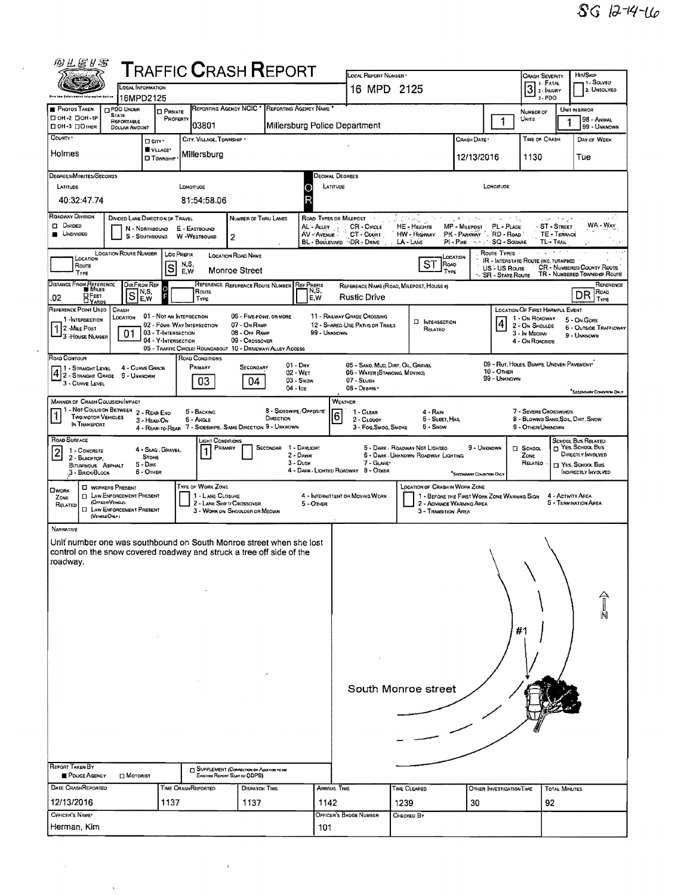SG 12-14-16

# TRAFFIC CRASH REPORT

| LOCAL INFORMATION | LOCAL REPORT NUMBER | CRASH SEVERITY | HIT/SKIP |
|---|---|---|---|
| 16MPD2125 | 16 MPD 2125 | 3 (1 - FATAL, 2 - INJURY, 3 - PDO) | 1 - SOLVED, 2 - UNSOLVED |

| PHOTOS TAKEN | PDO UNDER STATE REPORTABLE DOLLAR AMOUNT | PRIVATE PROPERTY | REPORTING AGENCY NCIC | REPORTING AGENCY NAME | NUMBER OF UNITS | UNIT IN ERROR |
|---|---|---|---|---|---|---|
| OH-2 / OH-1P / OH-3 / OTHER | | | 03801 | Millersburg Police Department | 1 | 1 (98 - ANIMAL, 99 - UNKNOWN) |

| COUNTY | CITY / VILLAGE / TOWNSHIP | CITY, VILLAGE, TOWNSHIP | CRASH DATE | TIME OF CRASH | DAY OF WEEK |
|---|---|---|---|---|---|
| Holmes | ■ VILLAGE | Millersburg | 12/13/2016 | 1130 | Tue |

**DEGREES/MINUTES/SECONDS** — LATITUDE: 40:32:47.74 — LONGITUDE: 81:54:58.06

**DECIMAL DEGREES** — LATITUDE: — LONGITUDE:

**ROADWAY DIVISION:** ■ UNDIVIDED

**DIVIDED LANE DIRECTION OF TRAVEL:** N - NORTHBOUND, S - SOUTHBOUND, E - EASTBOUND, W - WESTBOUND

**NUMBER OF THRU LANES:** 2

ROAD TYPES OR MILEPOST: AL - ALLEY, AV - AVENUE, BL - BOULEVARD, CR - CIRCLE, CT - COURT, DR - DRIVE, HE - HEIGHTS, HW - HIGHWAY, LA - LANE, MP - MILEPOST, PK - PARKWAY, PI - PIKE, PL - PLACE, RD - ROAD, SQ - SQUARE, ST - STREET, TE - TERRACE, TL - TRAIL, WA - WAY

| LOCATION ROUTE NUMBER | LOC PREFIX | LOCATION ROAD NAME | LOCATION ROAD TYPE |
|---|---|---|---|
| | S | Monroe Street | ST |

ROUTE TYPES: IR - INTERSTATE ROUTE (INC. TURNPIKE), US - US ROUTE, SR - STATE ROUTE, CR - NUMBERED COUNTY ROUTE, TR - NUMBERED TOWNSHIP ROUTE

| DISTANCE FROM REFERENCE | DIR FROM REF | REFERENCE ROUTE | REF PREFIX | REFERENCE NAME (ROAD, MILEPOST, HOUSE #) | REFERENCE ROAD TYPE |
|---|---|---|---|---|---|
| .02 ■ MILES | S | | | Rustic Drive | DR |

**REFERENCE POINT USED:** 1 (1 - INTERSECTION, 2 - MILE POST, 3 - HOUSE NUMBER)

**CRASH LOCATION:** 01 (01 - NOT AN INTERSECTION, 02 - FOUR-WAY INTERSECTION, 03 - T-INTERSECTION, 04 - Y-INTERSECTION, 05 - TRAFFIC CIRCLE/ ROUNDABOUT, 06 - FIVE-POINT, OR MORE, 07 - ON RAMP, 08 - OFF RAMP, 09 - CROSSOVER, 10 - DRIVEWAY/ ALLEY ACCESS, 11 - RAILWAY GRADE CROSSING, 12 - SHARED-USE PATHS OR TRAILS, 99 - UNKNOWN)

☐ INTERSECTION RELATED

**LOCATION OF FIRST HARMFUL EVENT:** 4 (1 - ON ROADWAY, 2 - ON SHOULDER, 3 - IN MEDIAN, 4 - ON ROADSIDE, 5 - ON GORE, 6 - OUTSIDE TRAFFICWAY, 9 - UNKNOWN)

**ROAD CONTOUR:** 4 (1 - STRAIGHT LEVEL, 2 - STRAIGHT GRADE, 3 - CURVE LEVEL, 4 - CURVE GRADE, 9 - UNKNOWN)

**ROAD CONDITIONS:** PRIMARY 03, SECONDARY 04 (01 - DRY, 02 - WET, 03 - SNOW, 04 - ICE, 05 - SAND, MUD, DIRT, OIL, GRAVEL, 06 - WATER (STANDING, MOVING), 07 - SLUSH, 08 - DEBRIS, 09 - RUT, HOLES, BUMPS, UNEVEN PAVEMENT, 10 - OTHER, 99 - UNKNOWN)

**MANNER OF CRASH COLLISION/IMPACT:** 1 (1 - NOT COLLISION BETWEEN TWO MOTOR VEHICLES IN TRANSPORT, 2 - REAR-END, 3 - HEAD-ON, 4 - REAR-TO-REAR, 5 - BACKING, 6 - ANGLE, 7 - SIDESWIPE, SAME DIRECTION, 8 - SIDESWIPE, OPPOSITE DIRECTION, 9 - UNKNOWN)

**WEATHER:** 6 (1 - CLEAR, 2 - CLOUDY, 3 - FOG, SMOG, SMOKE, 4 - RAIN, 5 - SLEET, HAIL, 6 - SNOW, 7 - SEVERE CROSSWINDS, 8 - BLOWING SAND, SOIL, DIRT, SNOW, 9 - OTHER/UNKNOWN)

**ROAD SURFACE:** 2 (1 - CONCRETE, 2 - BLACKTOP, BITUMINOUS, ASPHALT, 3 - BRICK/BLOCK, 4 - SLAG, GRAVEL, STONE, 5 - DIRT, 6 - OTHER)

**LIGHT CONDITIONS:** PRIMARY 1 (1 - DAYLIGHT, 2 - DAWN, 3 - DUSK, 4 - DARK - LIGHTED ROADWAY, 5 - DARK - ROADWAY NOT LIGHTED, 6 - DARK - UNKNOWN ROADWAY LIGHTING, 7 - GLARE, 8 - OTHER, 9 - UNKNOWN)

☐ SCHOOL ZONE RELATED — SCHOOL BUS RELATED: ☐ YES, SCHOOL BUS DIRECTLY INVOLVED ☐ YES, SCHOOL BUS INDIRECTLY INVOLVED

☐ WORK ZONE RELATED — ☐ WORKERS PRESENT ☐ LAW ENFORCEMENT PRESENT (OFFICER/VEHICLE) ☐ LAW ENFORCEMENT PRESENT (VEHICLE ONLY)

TYPE OF WORK ZONE: 1 - LANE CLOSURE, 2 - LANE SHIFT/ CROSSOVER, 3 - WORK ON SHOULDER OR MEDIAN, 4 - INTERMITTENT OR MOVING WORK, 5 - OTHER

LOCATION OF CRASH IN WORK ZONE: 1 - BEFORE THE FIRST WORK ZONE WARNING SIGN, 2 - ADVANCE WARNING AREA, 3 - TRANSITION AREA, 4 - ACTIVITY AREA, 5 - TERMINATION AREA

**NARRATIVE**

Unit number one was southbound on South Monroe street when she lost control on the snow covered roadway and struck a tree off side of the roadway.

South Monroe street — #1 — N

**REPORT TAKEN BY:** ■ POLICE AGENCY ☐ MOTORIST

☐ SUPPLEMENT (CORRECTION OR ADDITION TO AN EXISTING REPORT SENT TO ODPS)

| DATE CRASHREPORTED | TIME CRASHREPORTED | DISPATCH TIME | ARRIVAL TIME | TIME CLEARED | OTHER INVESTIGATION TIME | TOTAL MINUTES |
|---|---|---|---|---|---|---|
| 12/13/2016 | 1137 | 1137 | 1142 | 1239 | 30 | 92 |

| OFFICER'S NAME | OFFICER'S BADGE NUMBER | CHECKED BY |
|---|---|---|
| Herman, Kim | 101 | |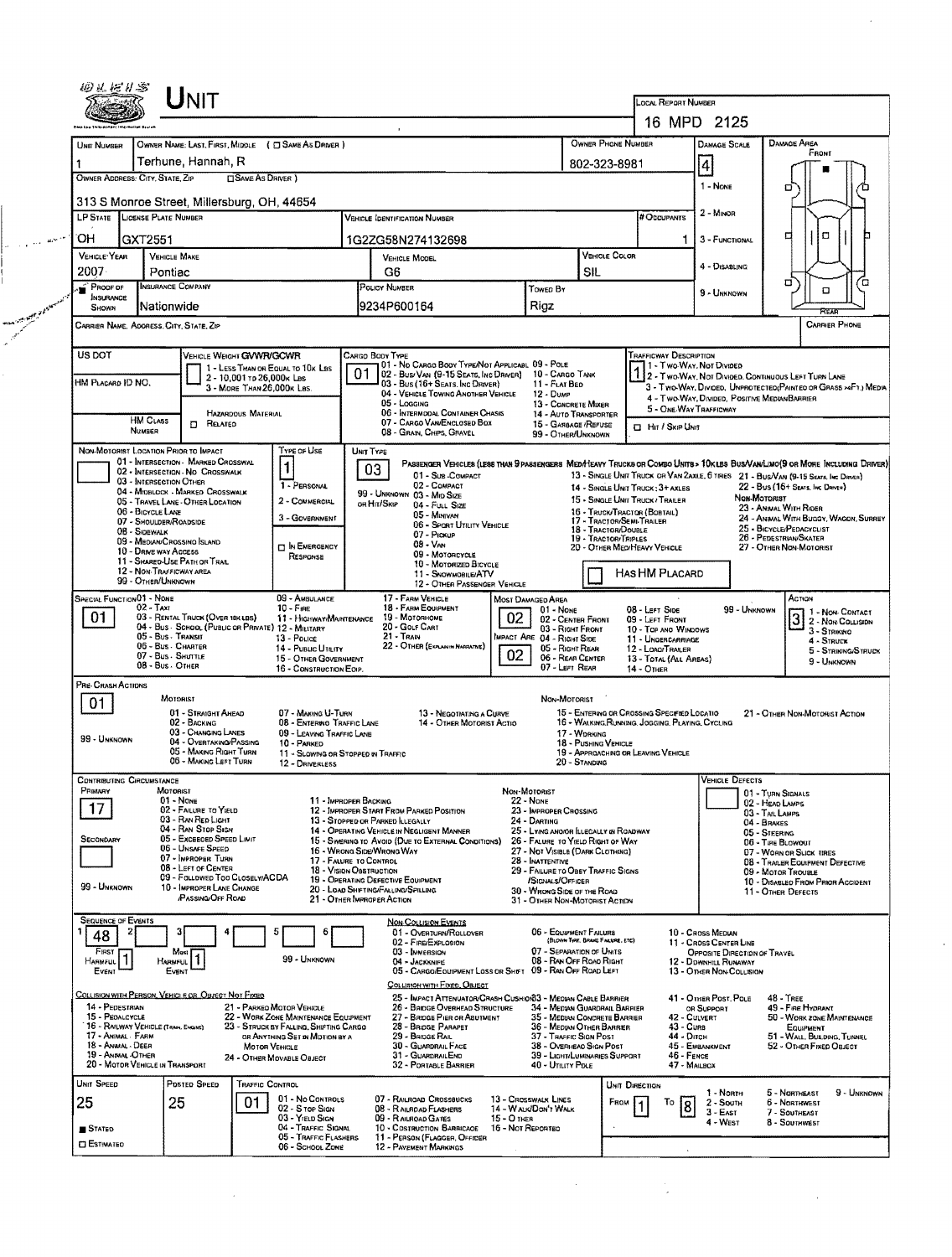# UNIT

**LOCAL REPORT NUMBER:** 16 MPD 2125

| UNIT NUMBER | OWNER NAME: LAST, FIRST, MIDDLE ( ☐ SAME AS DRIVER ) | OWNER PHONE NUMBER | DAMAGE SCALE | DAMAGE AREA |
|---|---|---|---|---|
| 1 | Terhune, Hannah, R | 802-323-8981 | 4 | FRONT |

**OWNER ADDRESS: CITY, STATE, ZIP** ( ☐ SAME AS DRIVER ): 313 S Monroe Street, Millersburg, OH, 44654

DAMAGE SCALE: 1 - NONE; 2 - MINOR; 3 - FUNCTIONAL; 4 - DISABLING; 9 - UNKNOWN

| LP STATE | LICENSE PLATE NUMBER | VEHICLE IDENTIFICATION NUMBER | # OCCUPANTS |
|---|---|---|---|
| OH | GXT2551 | 1G2ZG58N274132698 | 1 |

| VEHICLE YEAR | VEHICLE MAKE | VEHICLE MODEL | VEHICLE COLOR |
|---|---|---|---|
| 2007 | Pontiac | G6 | SIL |

| PROOF OF INSURANCE SHOWN | INSURANCE COMPANY | POLICY NUMBER | TOWED BY |
|---|---|---|---|
| ■ | Nationwide | 9234P600164 | Rigz |

CARRIER NAME, ADDRESS, CITY, STATE, ZIP | CARRIER PHONE

US DOT | HM PLACARD ID NO. | HM CLASS NUMBER | ☐ HAZARDOUS MATERIAL RELATED

**VEHICLE WEIGHT GVWR/GCWR:** 1 - LESS THAN OR EQUAL TO 10K LBS; 2 - 10,001 TO 26,000K LBS; 3 - MORE THAN 26,000K LBS.

**CARGO BODY TYPE:** 01
01 - NO CARGO BODY TYPE/NOT APPLICABLE; 02 - BUS/VAN (9-15 SEATS, INC DRIVER); 03 - BUS (16+ SEATS, INC DRIVER); 04 - VEHICLE TOWING ANOTHER VEHICLE; 05 - LOGGING; 06 - INTERMODAL CONTAINER CHASIS; 07 - CARGO VAN/ENCLOSED BOX; 08 - GRAIN, CHIPS, GRAVEL; 09 - POLE; 10 - CARGO TANK; 11 - FLAT BED; 12 - DUMP; 13 - CONCRETE MIXER; 14 - AUTO TRANSPORTER; 15 - GARBAGE/REFUSE; 99 - OTHER/UNKNOWN

**TRAFFICWAY DESCRIPTION:** 1
1 - TWO-WAY, NOT DIVIDED; 2 - TWO-WAY, NOT DIVIDED, CONTINUOUS LEFT TURN LANE; 3 - TWO-WAY, DIVIDED, UNPROTECTED (PAINTED OR GRASS >4FT.) MEDIA; 4 - TWO-WAY, DIVIDED, POSITIVE MEDIAN BARRIER; 5 - ONE-WAY TRAFFICWAY
☐ HIT / SKIP UNIT

**NON-MOTORIST LOCATION PRIOR TO IMPACT:**
01 - INTERSECTION - MARKED CROSSWALK; 02 - INTERSECTION - NO CROSSWALK; 03 - INTERSECTION OTHER; 04 - MIDBLOCK - MARKED CROSSWALK; 05 - TRAVEL LANE - OTHER LOCATION; 06 - BICYCLE LANE; 07 - SHOULDER/ROADSIDE; 08 - SIDEWALK; 09 - MEDIAN/CROSSING ISLAND; 10 - DRIVE WAY ACCESS; 11 - SHARED-USE PATH OR TRAIL; 12 - NON-TRAFFICWAY AREA; 99 - OTHER/UNKNOWN

**TYPE OF USE:** 1
1 - PERSONAL; 2 - COMMERCIAL; 3 - GOVERNMENT; ☐ IN EMERGENCY RESPONSE

**UNIT TYPE:** 03
PASSENGER VEHICLES (LESS THAN 9 PASSENGERS MED/HEAVY TRUCKS OR COMBO UNITS > 10K LBS BUS/VAN/LIMO (9 OR MORE INCLUDING DRIVER)
01 - SUB-COMPACT; 02 - COMPACT; 99 - UNKNOWN 03 - MID SIZE OR HIT/SKIP; 04 - FULL SIZE; 05 - MINIVAN; 06 - SPORT UTILITY VEHICLE; 07 - PICKUP; 08 - VAN; 09 - MOTORCYCLE; 10 - MOTORIZED BICYCLE; 11 - SNOWMOBILE/ATV; 12 - OTHER PASSENGER VEHICLE
13 - SINGLE UNIT TRUCK OR VAN 2AXLE, 6 TIRES; 14 - SINGLE UNIT TRUCK; 3+ AXLES; 15 - SINGLE UNIT TRUCK / TRAILER; 16 - TRUCK/TRACTOR (BOBTAIL); 17 - TRACTOR/SEMI-TRAILER; 18 - TRACTOR/DOUBLE; 19 - TRACTOR/TRIPLES; 20 - OTHER MED/HEAVY VEHICLE
21 - BUS/VAN (9-15 SEATS, INC DRIVER); 22 - BUS (16+ SEATS, INC DRIVER)
NON-MOTORIST: 23 - ANIMAL WITH RIDER; 24 - ANIMAL WITH BUGGY, WAGON, SURREY; 25 - BICYCLE/PEDACYCLIST; 26 - PEDESTRIAN/SKATER; 27 - OTHER NON-MOTORIST
☐ HAS HM PLACARD

**SPECIAL FUNCTION:** 01
01 - NONE; 02 - TAXI; 03 - RENTAL TRUCK (OVER 10K LBS); 04 - BUS - SCHOOL (PUBLIC OR PRIVATE); 05 - BUS - TRANSIT; 06 - BUS - CHARTER; 07 - BUS - SHUTTLE; 08 - BUS - OTHER; 09 - AMBULANCE; 10 - FIRE; 11 - HIGHWAY/MAINTENANCE; 12 - MILITARY; 13 - POLICE; 14 - PUBLIC UTILITY; 15 - OTHER GOVERNMENT; 16 - CONSTRUCTION EQIP.; 17 - FARM VEHICLE; 18 - FARM EQUIPMENT; 19 - MOTORHOME; 20 - GOLF CART; 21 - TRAIN; 22 - OTHER (EXPLAIN IN NARRATIVE)

**MOST DAMAGED AREA:** 02 **IMPACT ARE:** 02
01 - NONE; 02 - CENTER FRONT; 03 - RIGHT FRONT; 04 - RIGHT SIDE; 05 - RIGHT REAR; 06 - REAR CENTER; 07 - LEFT REAR; 08 - LEFT SIDE; 09 - LEFT FRONT; 10 - TOP AND WINDOWS; 11 - UNDERCARRIAGE; 12 - LOAD/TRAILER; 13 - TOTAL (ALL AREAS); 14 - OTHER; 99 - UNKNOWN

**ACTION:** 3
1 - NON-CONTACT; 2 - NON-COLLISION; 3 - STRIKING; 4 - STRUCK; 5 - STRIKING/STRUCK; 9 - UNKNOWN

**PRE-CRASH ACTIONS:** 01
MOTORIST: 01 - STRAIGHT AHEAD; 02 - BACKING; 03 - CHANGING LANES; 04 - OVERTAKING/PASSING; 05 - MAKING RIGHT TURN; 06 - MAKING LEFT TURN; 07 - MAKING U-TURN; 08 - ENTERING TRAFFIC LANE; 09 - LEAVING TRAFFIC LANE; 10 - PARKED; 11 - SLOWING OR STOPPED IN TRAFFIC; 12 - DRIVERLESS; 13 - NEGOTIATING A CURVE; 14 - OTHER MOTORIST ACTIO
NON-MOTORIST: 15 - ENTERING OR CROSSING SPECIFIED LOCATIO; 16 - WALKING, RUNNING, JOGGING, PLAYING, CYCLING; 17 - WORKING; 18 - PUSHING VEHICLE; 19 - APPROACHING OR LEAVING VEHICLE; 20 - STANDING; 21 - OTHER NON-MOTORIST ACTION
99 - UNKNOWN

**CONTRIBUTING CIRCUMSTANCE:** PRIMARY: 17 | SECONDARY: (blank)
MOTORIST: 01 - NONE; 02 - FAILURE TO YIELD; 03 - RAN RED LIGHT; 04 - RAN STOP SIGN; 05 - EXCEEDED SPEED LIMIT; 06 - UNSAFE SPEED; 07 - IMPROPER TURN; 08 - LEFT OF CENTER; 09 - FOLLOWED TOO CLOSELY/ACDA; 10 - IMPROPER LANE CHANGE /PASSING/OFF ROAD; 11 - IMPROPER BACKING; 12 - IMPROPER START FROM PARKED POSITION; 13 - STOPPED OR PARKED ILLEGALLY; 14 - OPERATING VEHICLE IN NEGLIGENT MANNER; 15 - SWERING TO AVOID (DUE TO EXTERNAL CONDITIONS); 16 - WRONG SIDE/WRONG WAY; 17 - FAILURE TO CONTROL; 18 - VISION OBSTRUCTION; 19 - OPERATING DEFECTIVE EQUIPMENT; 20 - LOAD SHIFTING/FALLING/SPILLING; 21 - OTHER IMPROPER ACTION
NON-MOTORIST: 22 - NONE; 23 - IMPROPER CROSSING; 24 - DARTING; 25 - LYING AND/OR ILLEGALLY IN ROADWAY; 26 - FALURE TO YIELD RIGHT OF WAY; 27 - NOT VISIBLE (DARK CLOTHING); 28 - INATTENTIVE; 29 - FAILURE TO OBEY TRAFFIC SIGNS /SIGNALS/OFFICER; 30 - WRONG SIDE OF THE ROAD; 31 - OTHER NON-MOTORIST ACTION
99 - UNKNOWN

**VEHICLE DEFECTS:**
01 - TURN SIGNALS; 02 - HEAD LAMPS; 03 - TAIL LAMPS; 04 - BRAKES; 05 - STEERING; 06 - TIRE BLOWOUT; 07 - WORN OR SLICK TIRES; 08 - TRAILER EQUIPMENT DEFECTIVE; 09 - MOTOR TROUBLE; 10 - DISABLED FROM PRIOR ACCIDENT; 11 - OTHER DEFECTS

**SEQUENCE OF EVENTS:** 1: 48 | 2: | 3: | 4: | 5: | 6:
FIRST HARMFUL EVENT: 1 | MOST HARMFUL EVENT: 1 | 99 - UNKNOWN

NON COLLISION EVENTS: 01 - OVERTURN/ROLLOVER; 02 - FIRE/EXPLOSION; 03 - IMMERSION; 04 - JACKKNIFE; 05 - CARGO/EQUIPMENT LOSS OR SHIFT; 06 - EQUIPMENT FAILURE (BLOWN TIRE, BRAKE FAILURE, ETC); 07 - SEPARATION OF UNITS; 08 - RAN OFF ROAD RIGHT; 09 - RAN OFF ROAD LEFT; 10 - CROSS MEDIAN; 11 - CROSS CENTER LINE OPPOSITE DIRECTION OF TRAVEL; 12 - DOWNHILL RUNAWAY; 13 - OTHER NON-COLLISION

COLLISION WITH PERSON, VEHICLE OR OBJECT NOT FIXED: 14 - PEDESTRIAN; 15 - PEDALCYCLE; 16 - RAILWAY VEHICLE (TRAIN, ENGINE); 17 - ANIMAL - FARM; 18 - ANIMAL - DEER; 19 - ANIMAL - OTHER; 20 - MOTOR VEHICLE IN TRANSPORT; 21 - PARKED MOTOR VEHICLE; 22 - WORK ZONE MAINTENANCE EQUIPMENT; 23 - STRUCK BY FALLING, SHIFTING CARGO OR ANYTHING SET IN MOTION BY A MOTOR VEHICLE; 24 - OTHER MOVABLE OBJECT

COLLISION WITH FIXED, OBJECT: 25 - IMPACT ATTENUATOR/CRASH CUSHION; 26 - BRIDGE OVERHEAD STRUCTURE; 27 - BRIDGE PIER OR ABUTMENT; 28 - BRIDGE PARAPET; 29 - BRIDGE RAIL; 30 - GUARDRAIL FACE; 31 - GUARDRAIL END; 32 - PORTABLE BARRIER; 33 - MEDIAN CABLE BARRIER; 34 - MEDIAN GUARDRAIL BARRIER; 35 - MEDIAN CONCRETE BARRIER; 36 - MEDIAN OTHER BARRIER; 37 - TRAFFIC SIGN POST; 38 - OVERHEAD SIGN POST; 39 - LIGHT/LUMINARIES SUPPORT; 40 - UTILITY POLE; 41 - OTHER POST, POLE OR SUPPORT; 42 - CULVERT; 43 - CURB; 44 - DITCH; 45 - EMBANKMENT; 46 - FENCE; 47 - MAILBOX; 48 - TREE; 49 - FIRE HYDRANT; 50 - WORK ZONE MAINTENANCE EQUIPMENT; 51 - WALL, BUILDING, TUNNEL; 52 - OTHER FIXED OBJECT

| UNIT SPEED | POSTED SPEED | TRAFFIC CONTROL | UNIT DIRECTION |
|---|---|---|---|
| 25 | 25 | 01 | FROM 1 TO 8 |

■ STATED ☐ ESTIMATED

TRAFFIC CONTROL: 01 - NO CONTROLS; 02 - STOP SIGN; 03 - YIELD SIGN; 04 - TRAFFIC SIGNAL; 05 - TRAFFIC FLASHERS; 06 - SCHOOL ZONE; 07 - RAILROAD CROSSBUCKS; 08 - RAILROAD FLASHERS; 09 - RAILROAD GATES; 10 - COSTRUCTION BARRICADE; 11 - PERSON (FLAGGER, OFFICER); 12 - PAVEMENT MARKINGS; 13 - CROSSWALK LINES; 14 - WALK/DON'T WALK; 15 - OTHER; 16 - NOT REPORTED

UNIT DIRECTION: 1 - NORTH; 2 - SOUTH; 3 - EAST; 4 - WEST; 5 - NORTHEAST; 6 - NORTHWEST; 7 - SOUTHEAST; 8 - SOUTHWEST; 9 - UNKNOWN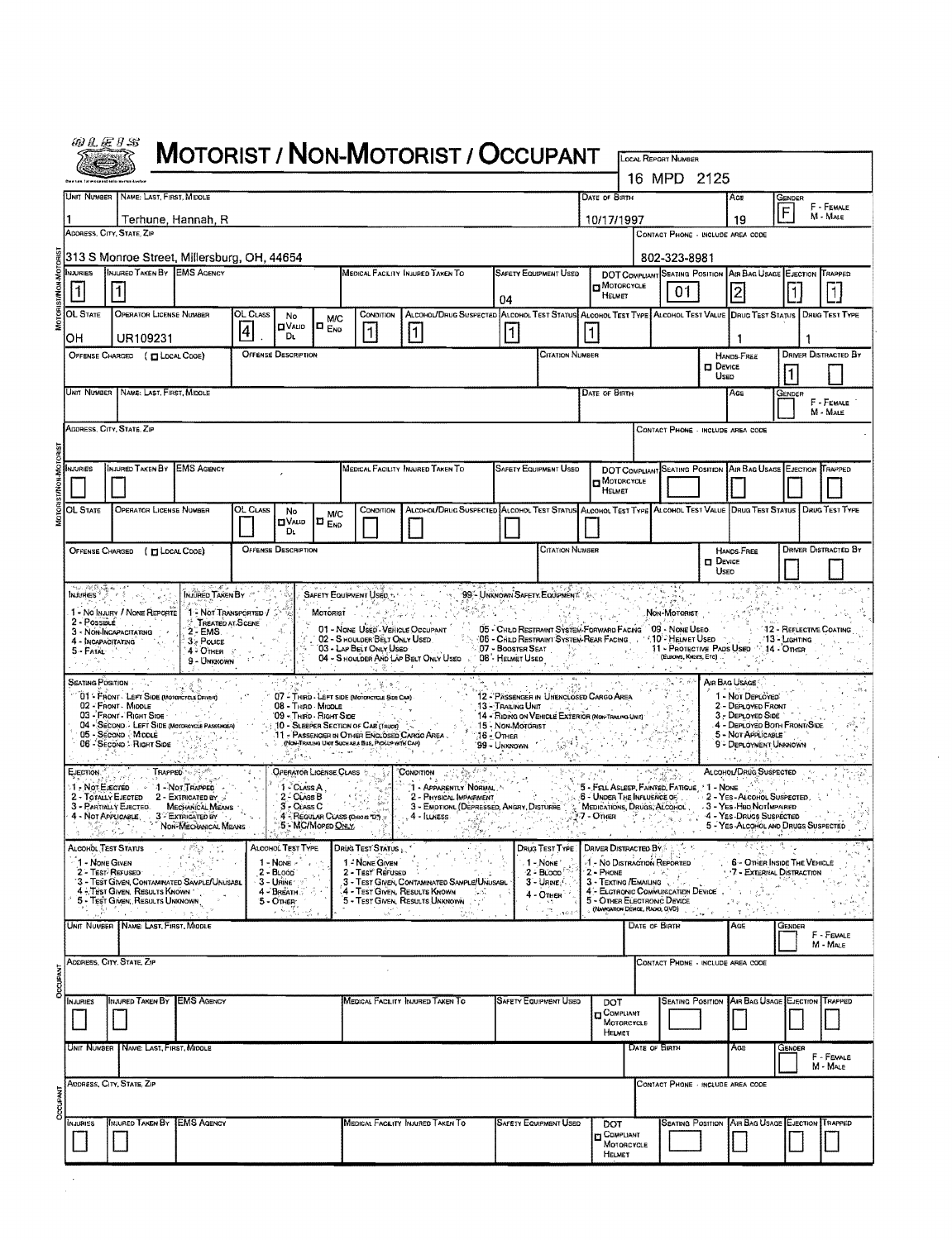# MOTORIST / NON-MOTORIST / OCCUPANT

| LOCAL REPORT NUMBER |
|---|
| 16 MPD 2125 |

## MOTORIST/NON-MOTORIST

| UNIT NUMBER | NAME: LAST, FIRST, MIDDLE | DATE OF BIRTH | AGE | GENDER (F - FEMALE, M - MALE) |
|---|---|---|---|---|
| 1 | Terhune, Hannah, R | 10/17/1997 | 19 | F |

| ADDRESS, CITY, STATE, ZIP | CONTACT PHONE - INCLUDE AREA CODE |
|---|---|
| 313 S Monroe Street, Millersburg, OH, 44654 | 802-323-8981 |

| INJURIES | INJURED TAKEN BY | EMS AGENCY | MEDICAL FACILITY INJURED TAKEN TO | SAFETY EQUIPMENT USED | DOT COMPLIANT MOTORCYCLE HELMET | SEATING POSITION | AIR BAG USAGE | EJECTION | TRAPPED |
|---|---|---|---|---|---|---|---|---|---|
| 1 | 1 | | | 04 | | 01 | 2 | 1 | 1 |

| OL STATE | OPERATOR LICENSE NUMBER | OL CLASS | NO VALID DL | M/C END | CONDITION | ALCOHOL/DRUG SUSPECTED | ALCOHOL TEST STATUS | ALCOHOL TEST TYPE | ALCOHOL TEST VALUE | DRUG TEST STATUS | DRUG TEST TYPE |
|---|---|---|---|---|---|---|---|---|---|---|---|
| OH | UR109231 | 4 | | | 1 | 1 | 1 | 1 | | 1 | 1 |

| OFFENSE CHARGED ( LOCAL CODE) | OFFENSE DESCRIPTION | CITATION NUMBER | HANDS-FREE DEVICE USED | DRIVER DISTRACTED BY |
|---|---|---|---|---|
| | | | | 1 |

## MOTORIST/NON-MOTORIST

| UNIT NUMBER | NAME: LAST, FIRST, MIDDLE | DATE OF BIRTH | AGE | GENDER (F - FEMALE, M - MALE) |
|---|---|---|---|---|
| | | | | |

| ADDRESS, CITY, STATE, ZIP | CONTACT PHONE - INCLUDE AREA CODE |
|---|---|
| | |

| INJURIES | INJURED TAKEN BY | EMS AGENCY | MEDICAL FACILITY INJURED TAKEN TO | SAFETY EQUIPMENT USED | DOT COMPLIANT MOTORCYCLE HELMET | SEATING POSITION | AIR BAG USAGE | EJECTION | TRAPPED |
|---|---|---|---|---|---|---|---|---|---|
| | | | | | | | | | |

| OL STATE | OPERATOR LICENSE NUMBER | OL CLASS | NO VALID DL | M/C END | CONDITION | ALCOHOL/DRUG SUSPECTED | ALCOHOL TEST STATUS | ALCOHOL TEST TYPE | ALCOHOL TEST VALUE | DRUG TEST STATUS | DRUG TEST TYPE |
|---|---|---|---|---|---|---|---|---|---|---|---|
| | | | | | | | | | | | |

| OFFENSE CHARGED ( LOCAL CODE) | OFFENSE DESCRIPTION | CITATION NUMBER | HANDS-FREE DEVICE USED | DRIVER DISTRACTED BY |
|---|---|---|---|---|
| | | | | |

## Codes

**INJURIES:** 1 - No Injury / None Reported; 2 - Possible; 3 - Non-Incapacitating; 4 - Incapacitating; 5 - Fatal

**INJURED TAKEN BY:** 1 - Not Transported / Treated at Scene; 2 - EMS; 3 - Police; 4 - Other; 9 - Unknown

**SAFETY EQUIPMENT USED:** 99 - Unknown Safety Equipment

Motorist: 01 - None Used - Vehicle Occupant; 02 - Shoulder Belt Only Used; 03 - Lap Belt Only Used; 04 - Shoulder and Lap Belt Only Used; 05 - Child Restraint System-Forward Facing; 06 - Child Restraint System-Rear Facing; 07 - Booster Seat; 08 - Helmet Used

Non-Motorist: 09 - None Used; 10 - Helmet Used; 11 - Protective Pads Used (Elbows, Knees, etc); 12 - Reflective Coating; 13 - Lighting; 14 - Other

**SEATING POSITION:** 01 - Front - Left Side (Motorcycle Driver); 02 - Front - Middle; 03 - Front - Right Side; 04 - Second - Left Side (Motorcycle Passenger); 05 - Second - Middle; 06 - Second - Right Side; 07 - Third - Left Side (Motorcycle Side Car); 08 - Third - Middle; 09 - Third - Right Side; 10 - Sleeper Section of Cab (Truck); 11 - Passenger in Other Enclosed Cargo Area (Non-Trailing Unit Such as a Bus, Pick-up with Cap); 12 - Passenger in Unenclosed Cargo Area; 13 - Trailing Unit; 14 - Riding on Vehicle Exterior (Non-Trailing Unit); 15 - Non-Motorist; 16 - Other; 99 - Unknown

**AIR BAG USAGE:** 1 - Not Deployed; 2 - Deployed Front; 3 - Deployed Side; 4 - Deployed Both Front/Side; 5 - Not Applicable; 9 - Deployment Unknown

**EJECTION:** 1 - Not Ejected; 2 - Totally Ejected; 3 - Partially Ejected; 4 - Not Applicable

**TRAPPED:** 1 - Not Trapped; 2 - Extricated by Mechanical Means; 3 - Extricated by Non-Mechanical Means

**OPERATOR LICENSE CLASS:** 1 - Class A; 2 - Class B; 3 - Class C; 4 - Regular Class (Ohio is "D"); 5 - M/C Moped Only

**CONDITION:** 1 - Apparently Normal; 2 - Physical Impairment; 3 - Emotionl (Depressed, Angry, Disturbe; 4 - Illness; 5 - Fell Asleep, Fainted, Fatigue, etc; 6 - Under The Influence of Medications, Drugs, Alcohol; 7 - Other

**ALCOHOL/DRUG SUSPECTED:** 1 - None; 2 - Yes - Alcohol Suspected; 3 - Yes - Hbd Not Impaired; 4 - Yes - Drugs Suspected; 5 - Yes - Alcohol and Drugs Suspected

**ALCOHOL TEST STATUS:** 1 - None Given; 2 - Test Refused; 3 - Test Given, Contaminated Sample/Unusabl; 4 - Test Given, Results Known; 5 - Test Given, Results Unknown

**ALCOHOL TEST TYPE:** 1 - None; 2 - Blood; 3 - Urine; 4 - Breath; 5 - Other

**DRUG TEST STATUS:** 1 - None Given; 2 - Test Refused; 3 - Test Given, Contaminated Sample/Unusabl; 4 - Test Given, Results Known; 5 - Test Given, Results Unknown

**DRUG TEST TYPE:** 1 - None; 2 - Blood; 3 - Urine; 4 - Other

**DRIVER DISTRACTED BY:** 1 - No Distraction Reported; 2 - Phone; 3 - Texting / Emailing; 4 - Eltronic Communication Device; 5 - Other Electronic Device (Navigation Device, Radio, DVD); 6 - Other Inside The Vehicle; 7 - External Distraction

## OCCUPANT

| UNIT NUMBER | NAME: LAST, FIRST, MIDDLE | DATE OF BIRTH | AGE | GENDER (F - FEMALE, M - MALE) |
|---|---|---|---|---|
| | | | | |

| ADDRESS, CITY, STATE, ZIP | CONTACT PHONE - INCLUDE AREA CODE |
|---|---|
| | |

| INJURIES | INJURED TAKEN BY | EMS AGENCY | MEDICAL FACILITY INJURED TAKEN TO | SAFETY EQUIPMENT USED | DOT COMPLIANT MOTORCYCLE HELMET | SEATING POSITION | AIR BAG USAGE | EJECTION | TRAPPED |
|---|---|---|---|---|---|---|---|---|---|
| | | | | | | | | | |

## OCCUPANT

| UNIT NUMBER | NAME: LAST, FIRST, MIDDLE | DATE OF BIRTH | AGE | GENDER (F - FEMALE, M - MALE) |
|---|---|---|---|---|
| | | | | |

| ADDRESS, CITY, STATE, ZIP | CONTACT PHONE - INCLUDE AREA CODE |
|---|---|
| | |

| INJURIES | INJURED TAKEN BY | EMS AGENCY | MEDICAL FACILITY INJURED TAKEN TO | SAFETY EQUIPMENT USED | DOT COMPLIANT MOTORCYCLE HELMET | SEATING POSITION | AIR BAG USAGE | EJECTION | TRAPPED |
|---|---|---|---|---|---|---|---|---|---|
| | | | | | | | | | |